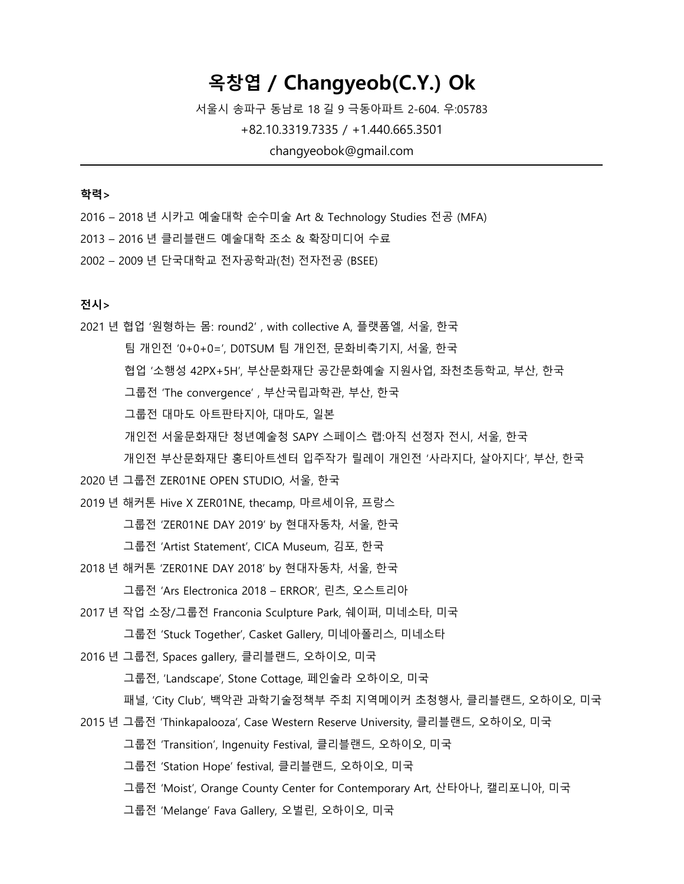# 옥창엽 / Changyeob(C.Y.) Ok

서울시 송파구 동남로 18 길 9 극동아파트 2-604. 우:05783

+82.10.3319.7335 / +1.440.665.3501

changyeobok@gmail.com

---

**학력>**

2016 – 2018 년 시카고 예술대학 순수미술 Art & Technology Studies 전공 (MFA)

2013 – 2016 년 클리블랜드 예술대학 조소 & 확장미디어 수료

2002 – 2009 년 단국대학교 전자공학과(천) 전자전공 (BSEE)

**전시>**

2021 년 협업 '원형하는 몸: round2' , with collective A, 플랫폼엘, 서울, 한국

팀 개인전 '0+0+0=', D0TSUM 팀 개인전, 문화비축기지, 서울, 한국

협업 '소행성 42PX+5H', 부산문화재단 공간문화예술 지원사업, 좌천초등학교, 부산, 한국

그룹전 'The convergence' , 부산국립과학관, 부산, 한국

그룹전 대마도 아트판타지아, 대마도, 일본

개인전 서울문화재단 청년예술청 SAPY 스페이스 랩:아직 선정자 전시, 서울, 한국

개인전 부산문화재단 홍티아트센터 입주작가 릴레이 개인전 '사라지다, 살아지다', 부산, 한국

2020 년 그룹전 ZER01NE OPEN STUDIO, 서울, 한국

2019 년 해커톤 Hive X ZER01NE, thecamp, 마르세이유, 프랑스

그룹전 'ZER01NE DAY 2019' by 현대자동차, 서울, 한국

그룹전 'Artist Statement', CICA Museum, 김포, 한국

2018 년 해커톤 'ZER01NE DAY 2018' by 현대자동차, 서울, 한국

그룹전 'Ars Electronica 2018 – ERROR', 린츠, 오스트리아

2017 년 작업 소장/그룹전 Franconia Sculpture Park, 쉐이퍼, 미네소타, 미국

그룹전 'Stuck Together', Casket Gallery, 미네아폴리스, 미네소타

2016 년 그룹전, Spaces gallery, 클리블랜드, 오하이오, 미국

그룹전, 'Landscape', Stone Cottage, 페인술라 오하이오, 미국

패널, 'City Club', 백악관 과학기술정책부 주최 지역메이커 초청행사, 클리블랜드, 오하이오, 미국

2015 년 그룹전 'Thinkapalooza', Case Western Reserve University, 클리블랜드, 오하이오, 미국

그룹전 'Transition', Ingenuity Festival, 클리블랜드, 오하이오, 미국

그룹전 'Station Hope' festival, 클리블랜드, 오하이오, 미국

그룹전 'Moist', Orange County Center for Contemporary Art, 산타아나, 캘리포니아, 미국

그룹전 'Melange' Fava Gallery, 오벌린, 오하이오, 미국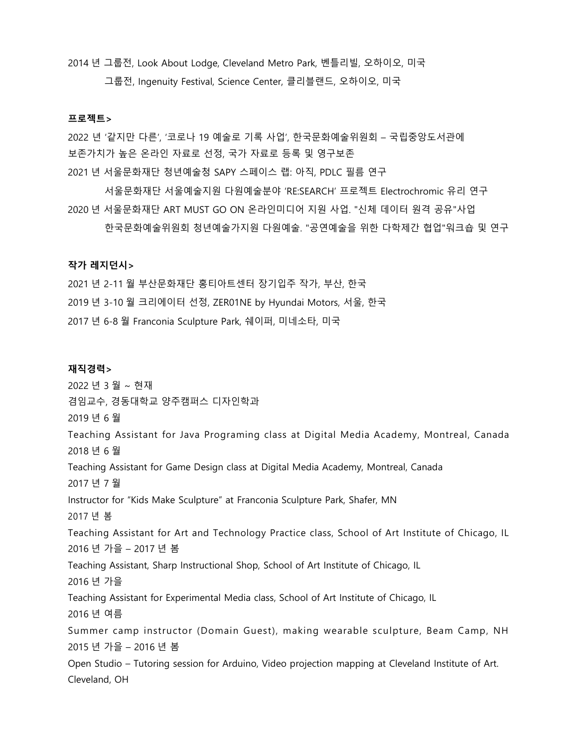2014 년 그룹전, Look About Lodge, Cleveland Metro Park, 벤틀리빌, 오하이오, 미국

그룹전, Ingenuity Festival, Science Center, 클리블랜드, 오하이오, 미국

**프로젝트>**

2022 년 '같지만 다른', '코로나 19 예술로 기록 사업', 한국문화예술위원회 – 국립중앙도서관에 보존가치가 높은 온라인 자료로 선정, 국가 자료로 등록 및 영구보존

2021 년 서울문화재단 청년예술청 SAPY 스페이스 랩: 아직, PDLC 필름 연구

서울문화재단 서울예술지원 다원예술분야 'RE:SEARCH' 프로젝트 Electrochromic 유리 연구

2020 년 서울문화재단 ART MUST GO ON 온라인미디어 지원 사업. "신체 데이터 원격 공유"사업

한국문화예술위원회 청년예술가지원 다원예술. "공연예술을 위한 다학제간 협업"워크숍 및 연구

**작가 레지던시>**

2021 년 2-11 월 부산문화재단 홍티아트센터 장기입주 작가, 부산, 한국

2019 년 3-10 월 크리에이터 선정, ZER01NE by Hyundai Motors, 서울, 한국

2017 년 6-8 월 Franconia Sculpture Park, 쉐이퍼, 미네소타, 미국

**재직경력>**

2022 년 3 월 ~ 현재

겸임교수, 경동대학교 양주캠퍼스 디자인학과

2019 년 6 월

Teaching Assistant for Java Programing class at Digital Media Academy, Montreal, Canada

2018 년 6 월

Teaching Assistant for Game Design class at Digital Media Academy, Montreal, Canada

2017 년 7 월

Instructor for "Kids Make Sculpture" at Franconia Sculpture Park, Shafer, MN

2017 년 봄

Teaching Assistant for Art and Technology Practice class, School of Art Institute of Chicago, IL

2016 년 가을 – 2017 년 봄

Teaching Assistant, Sharp Instructional Shop, School of Art Institute of Chicago, IL

2016 년 가을

Teaching Assistant for Experimental Media class, School of Art Institute of Chicago, IL

2016 년 여름

Summer camp instructor (Domain Guest), making wearable sculpture, Beam Camp, NH

2015 년 가을 – 2016 년 봄

Open Studio – Tutoring session for Arduino, Video projection mapping at Cleveland Institute of Art. Cleveland, OH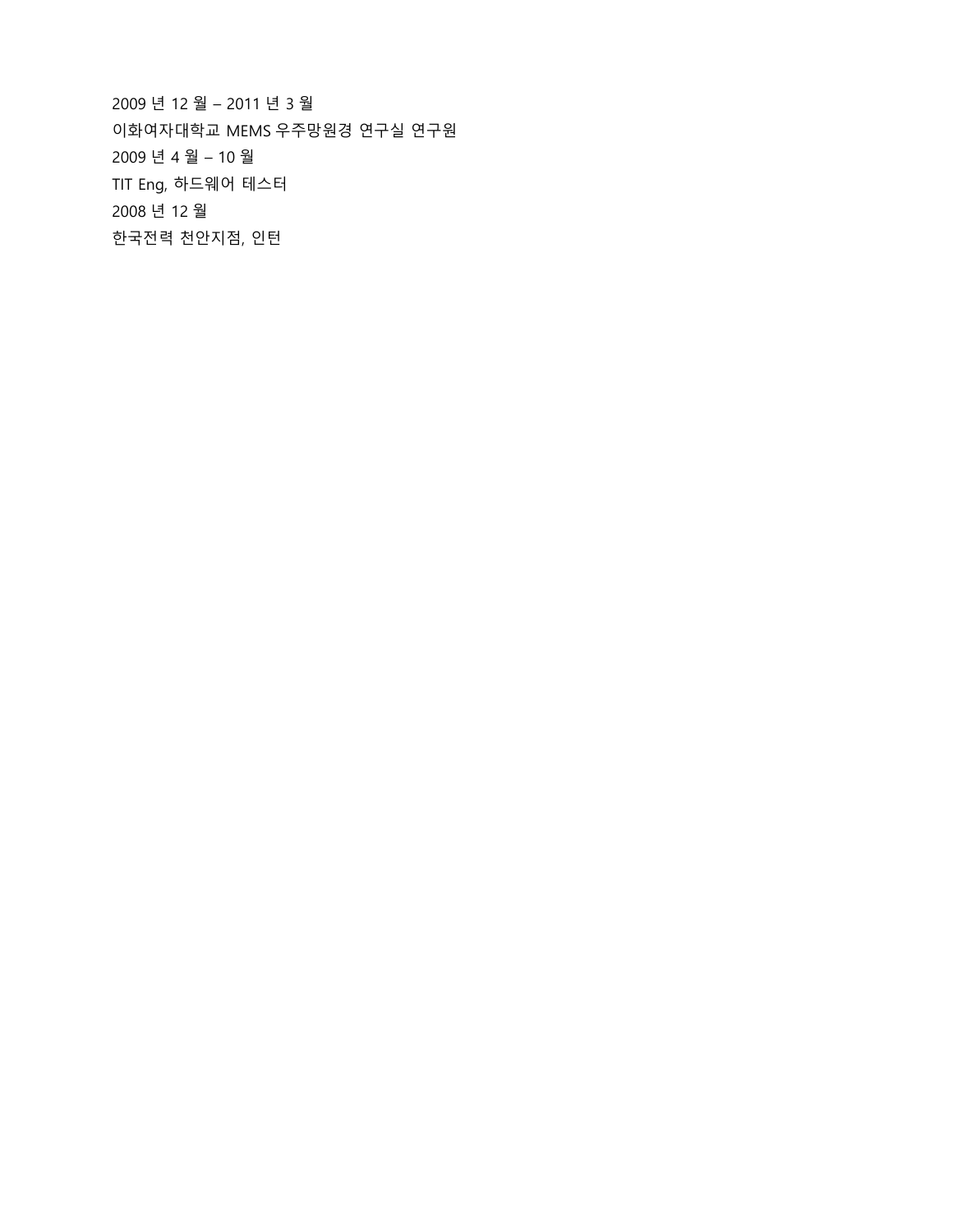2009 년 12 월 – 2011 년 3 월

이화여자대학교 MEMS 우주망원경 연구실 연구원

2009 년 4 월 – 10 월

TIT Eng, 하드웨어 테스터

2008 년 12 월

한국전력 천안지점, 인턴